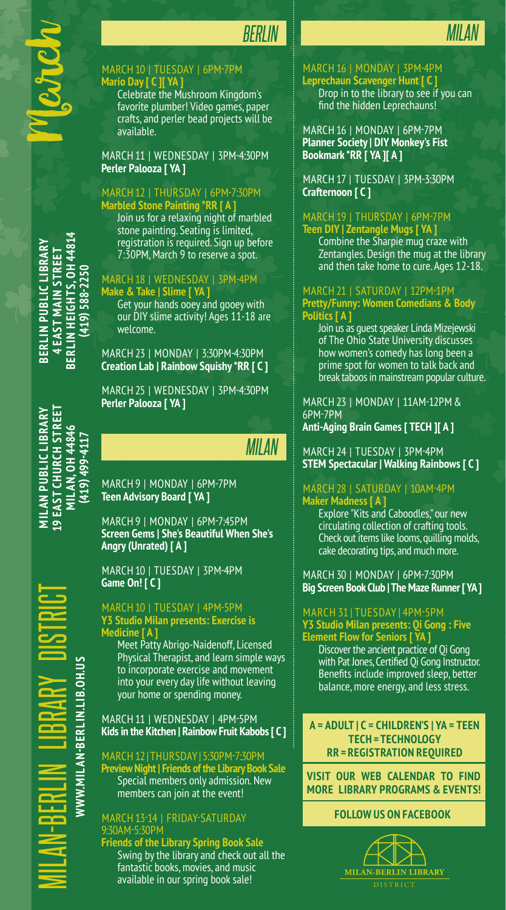# March

# MILAN-BERLIN LIBRARY DISTRICT

**WWW.MILAN-BERLIN.LIB.OH.US**

**BERLIN PUBLIC LIBRARY**
**4 EAST MAIN STREET**
**BERLIN HEIGHTS, OH 44814**
**(419) 588-2250**

**MILAN PUBLIC LIBRARY**
**19 EAST CHURCH STREET**
**MILAN, OH 44846**
**(419) 499-4117**

## BERLIN

MARCH 10 | TUESDAY | 6PM-7PM
**Mario Day [ C ][ YA ]**
Celebrate the Mushroom Kingdom's favorite plumber! Video games, paper crafts, and perler bead projects will be available.

MARCH 11 | WEDNESDAY | 3PM-4:30PM
**Perler Palooza [ YA ]**

MARCH 12 | THURSDAY | 6PM-7:30PM
**Marbled Stone Painting *RR [ A ]**
Join us for a relaxing night of marbled stone painting. Seating is limited, registration is required. Sign up before 7:30PM, March 9 to reserve a spot.

MARCH 18 | WEDNESDAY | 3PM-4PM
**Make & Take | Slime [ YA ]**
Get your hands ooey and gooey with our DIY slime activity! Ages 11-18 are welcome.

MARCH 23 | MONDAY | 3:30PM-4:30PM
**Creation Lab | Rainbow Squishy *RR [ C ]**

MARCH 25 | WEDNESDAY | 3PM-4:30PM
**Perler Palooza [ YA ]**

## MILAN

MARCH 9 | MONDAY | 6PM-7PM
**Teen Advisory Board [ YA ]**

MARCH 9 | MONDAY | 6PM-7:45PM
**Screen Gems | She's Beautiful When She's Angry (Unrated) [ A ]**

MARCH 10 | TUESDAY | 3PM-4PM
**Game On! [ C ]**

MARCH 10 | TUESDAY | 4PM-5PM
**Y3 Studio Milan presents: Exercise is Medicine [ A ]**
Meet Patty Abrigo-Naidenoff, Licensed Physical Therapist, and learn simple ways to incorporate exercise and movement into your every day life without leaving your home or spending money.

MARCH 11 | WEDNESDAY | 4PM-5PM
**Kids in the Kitchen | Rainbow Fruit Kabobs [ C ]**

MARCH 12 | THURSDAY | 5:30PM-7:30PM
**Preview Night | Friends of the Library Book Sale**
Special members only admission. New members can join at the event!

MARCH 13-14 | FRIDAY-SATURDAY 9:30AM-5:30PM
**Friends of the Library Spring Book Sale**
Swing by the library and check out all the fantastic books, movies, and music available in our spring book sale!

## MILAN

MARCH 16 | MONDAY | 3PM-4PM
**Leprechaun Scavenger Hunt [ C ]**
Drop in to the library to see if you can find the hidden Leprechauns!

MARCH 16 | MONDAY | 6PM-7PM
**Planner Society | DIY Monkey's Fist Bookmark *RR [ YA ][ A ]**

MARCH 17 | TUESDAY | 3PM-3:30PM
**Crafternoon [ C ]**

MARCH 19 | THURSDAY | 6PM-7PM
**Teen DIY | Zentangle Mugs [ YA ]**
Combine the Sharpie mug craze with Zentangles. Design the mug at the library and then take home to cure. Ages 12-18.

MARCH 21 | SATURDAY | 12PM-1PM
**Pretty/Funny: Women Comedians & Body Politics [ A ]**
Join us as guest speaker Linda Mizejewski of The Ohio State University discusses how women's comedy has long been a prime spot for women to talk back and break taboos in mainstream popular culture.

MARCH 23 | MONDAY | 11AM-12PM & 6PM-7PM
**Anti-Aging Brain Games [ TECH ][ A ]**

MARCH 24 | TUESDAY | 3PM-4PM
**STEM Spectacular | Walking Rainbows [ C ]**

MARCH 28 | SATURDAY | 10AM-4PM
**Maker Madness [ A ]**
Explore "Kits and Caboodles," our new circulating collection of crafting tools. Check out items like looms, quilling molds, cake decorating tips, and much more.

MARCH 30 | MONDAY | 6PM-7:30PM
**Big Screen Book Club | The Maze Runner [ YA ]**

MARCH 31 | TUESDAY | 4PM-5PM
**Y3 Studio Milan presents: Qi Gong : Five Element Flow for Seniors [ YA ]**
Discover the ancient practice of Qi Gong with Pat Jones, Certified Qi Gong Instructor. Benefits include improved sleep, better balance, more energy, and less stress.

**A = ADULT | C = CHILDREN'S | YA = TEEN**
**TECH = TECHNOLOGY**
**RR = REGISTRATION REQUIRED**

**VISIT OUR WEB CALENDAR TO FIND MORE LIBRARY PROGRAMS & EVENTS!**

**FOLLOW US ON FACEBOOK**

MILAN-BERLIN LIBRARY DISTRICT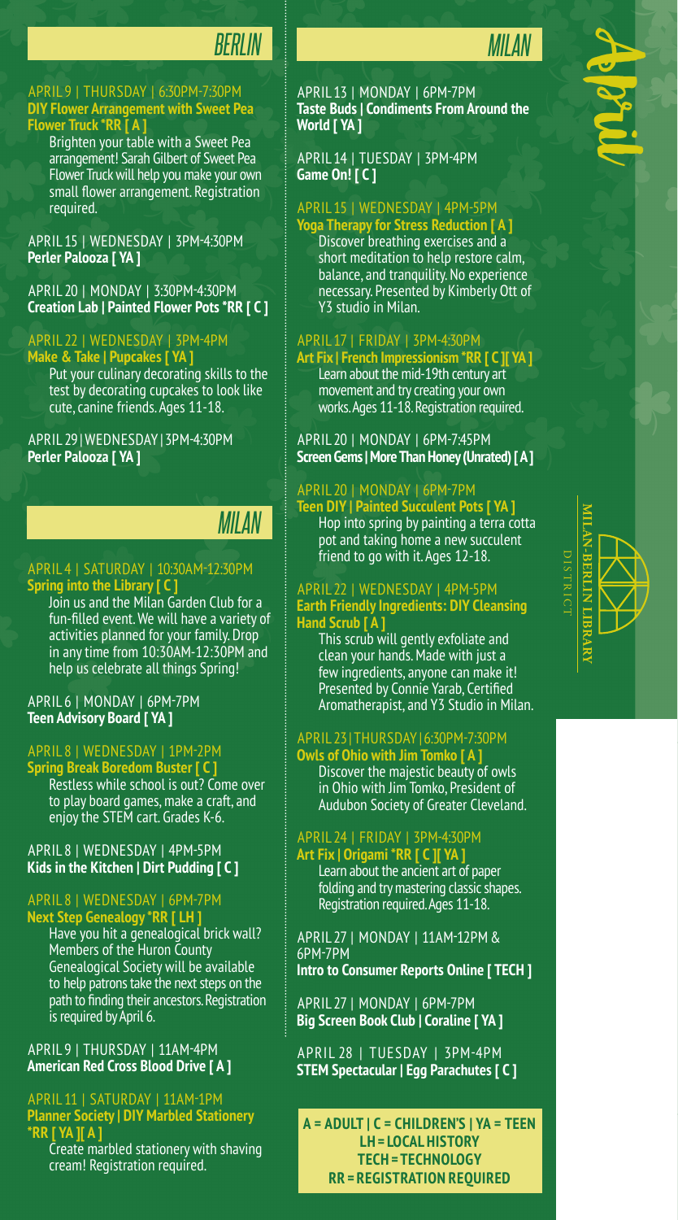# April

## BERLIN

APRIL 9 | THURSDAY | 6:30PM-7:30PM
**DIY Flower Arrangement with Sweet Pea Flower Truck *RR [ A ]**
Brighten your table with a Sweet Pea arrangement! Sarah Gilbert of Sweet Pea Flower Truck will help you make your own small flower arrangement. Registration required.

APRIL 15 | WEDNESDAY | 3PM-4:30PM
**Perler Palooza [ YA ]**

APRIL 20 | MONDAY | 3:30PM-4:30PM
**Creation Lab | Painted Flower Pots *RR [ C ]**

APRIL 22 | WEDNESDAY | 3PM-4PM
**Make & Take | Pupcakes [ YA ]**
Put your culinary decorating skills to the test by decorating cupcakes to look like cute, canine friends. Ages 11-18.

APRIL 29 | WEDNESDAY | 3PM-4:30PM
**Perler Palooza [ YA ]**

## MILAN

APRIL 4 | SATURDAY | 10:30AM-12:30PM
**Spring into the Library [ C ]**
Join us and the Milan Garden Club for a fun-filled event. We will have a variety of activities planned for your family. Drop in any time from 10:30AM-12:30PM and help us celebrate all things Spring!

APRIL 6 | MONDAY | 6PM-7PM
**Teen Advisory Board [ YA ]**

APRIL 8 | WEDNESDAY | 1PM-2PM
**Spring Break Boredom Buster [ C ]**
Restless while school is out? Come over to play board games, make a craft, and enjoy the STEM cart. Grades K-6.

APRIL 8 | WEDNESDAY | 4PM-5PM
**Kids in the Kitchen | Dirt Pudding [ C ]**

APRIL 8 | WEDNESDAY | 6PM-7PM
**Next Step Genealogy *RR [ LH ]**
Have you hit a genealogical brick wall? Members of the Huron County Genealogical Society will be available to help patrons take the next steps on the path to finding their ancestors. Registration is required by April 6.

APRIL 9 | THURSDAY | 11AM-4PM
**American Red Cross Blood Drive [ A ]**

APRIL 11 | SATURDAY | 11AM-1PM
**Planner Society | DIY Marbled Stationery *RR [ YA ][ A ]**
Create marbled stationery with shaving cream! Registration required.

## MILAN

APRIL 13 | MONDAY | 6PM-7PM
**Taste Buds | Condiments From Around the World [ YA ]**

APRIL 14 | TUESDAY | 3PM-4PM
**Game On! [ C ]**

APRIL 15 | WEDNESDAY | 4PM-5PM
**Yoga Therapy for Stress Reduction [ A ]**
Discover breathing exercises and a short meditation to help restore calm, balance, and tranquility. No experience necessary. Presented by Kimberly Ott of Y3 studio in Milan.

APRIL 17 | FRIDAY | 3PM-4:30PM
**Art Fix | French Impressionism *RR [ C ][ YA ]**
Learn about the mid-19th century art movement and try creating your own works. Ages 11-18. Registration required.

APRIL 20 | MONDAY | 6PM-7:45PM
**Screen Gems | More Than Honey (Unrated) [ A ]**

APRIL 20 | MONDAY | 6PM-7PM
**Teen DIY | Painted Succulent Pots [ YA ]**
Hop into spring by painting a terra cotta pot and taking home a new succulent friend to go with it. Ages 12-18.

APRIL 22 | WEDNESDAY | 4PM-5PM
**Earth Friendly Ingredients: DIY Cleansing Hand Scrub [ A ]**
This scrub will gently exfoliate and clean your hands. Made with just a few ingredients, anyone can make it! Presented by Connie Yarab, Certified Aromatherapist, and Y3 Studio in Milan.

APRIL 23 | THURSDAY | 6:30PM-7:30PM
**Owls of Ohio with Jim Tomko [ A ]**
Discover the majestic beauty of owls in Ohio with Jim Tomko, President of Audubon Society of Greater Cleveland.

APRIL 24 | FRIDAY | 3PM-4:30PM
**Art Fix | Origami *RR [ C ][ YA ]**
Learn about the ancient art of paper folding and try mastering classic shapes. Registration required. Ages 11-18.

APRIL 27 | MONDAY | 11AM-12PM & 6PM-7PM
**Intro to Consumer Reports Online [ TECH ]**

APRIL 27 | MONDAY | 6PM-7PM
**Big Screen Book Club | Coraline [ YA ]**

APRIL 28 | TUESDAY | 3PM-4PM
**STEM Spectacular | Egg Parachutes [ C ]**

**A = ADULT | C = CHILDREN'S | YA = TEEN**
**LH = LOCAL HISTORY**
**TECH = TECHNOLOGY**
**RR = REGISTRATION REQUIRED**

MILAN-BERLIN LIBRARY DISTRICT